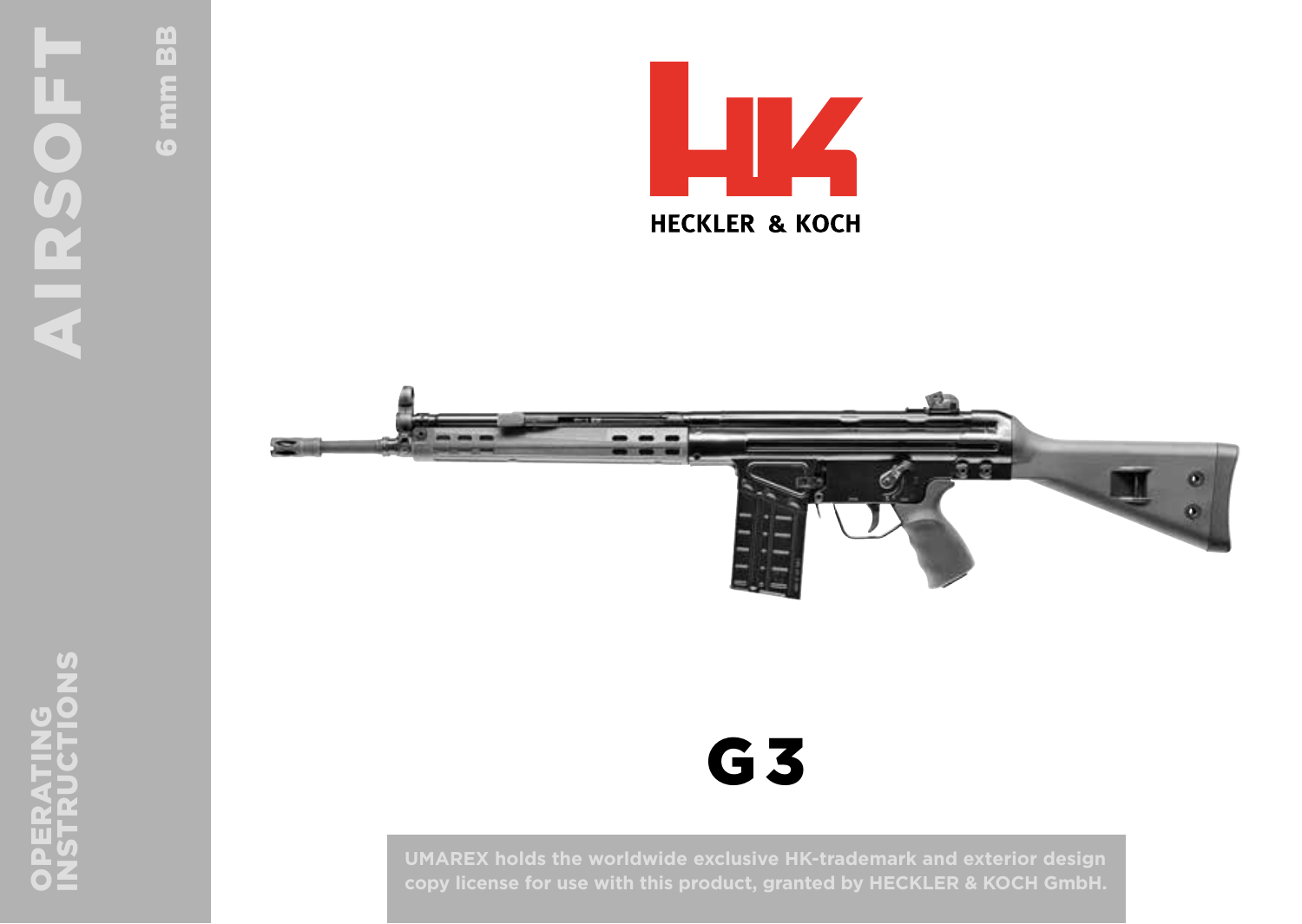AIRSOFT

6 mm BB

HECKLER & KOCH

# G3

OPERATING INSTRUCTIONS

**UMAREX holds the worldwide exclusive HK-trademark and exterior design copy license for use with this product, granted by HECKLER & KOCH GmbH.**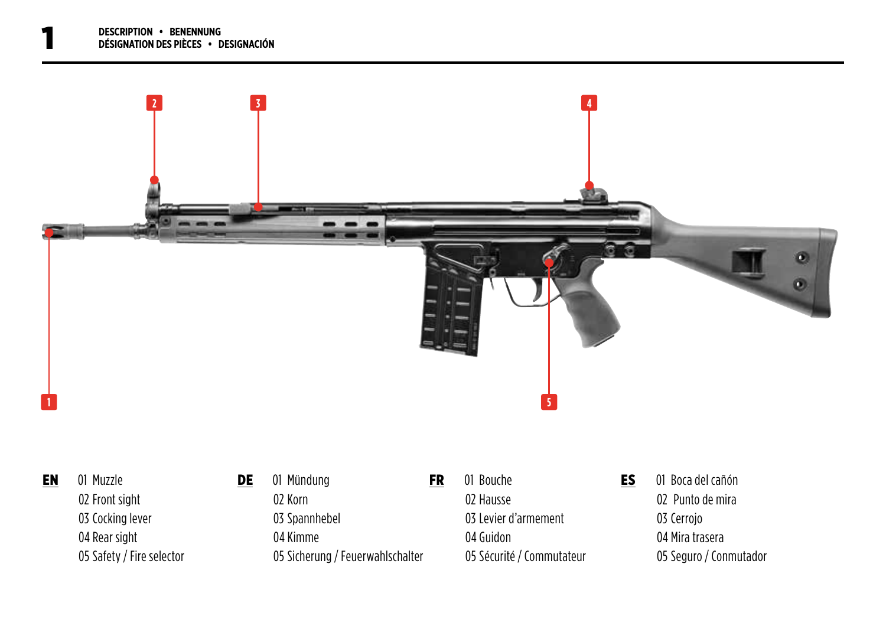# 1 DESCRIPTION • BENENNUNG
## DÉSIGNATION DES PIÈCES • DESIGNACIÓN

**EN**

01 Muzzle
02 Front sight
03 Cocking lever
04 Rear sight
05 Safety / Fire selector

**DE**

01 Mündung
02 Korn
03 Spannhebel
04 Kimme
05 Sicherung / Feuerwahlschalter

**FR**

01 Bouche
02 Hausse
03 Levier d'armement
04 Guidon
05 Sécurité / Commutateur

**ES**

01 Boca del cañón
02 Punto de mira
03 Cerrojo
04 Mira trasera
05 Seguro / Conmutador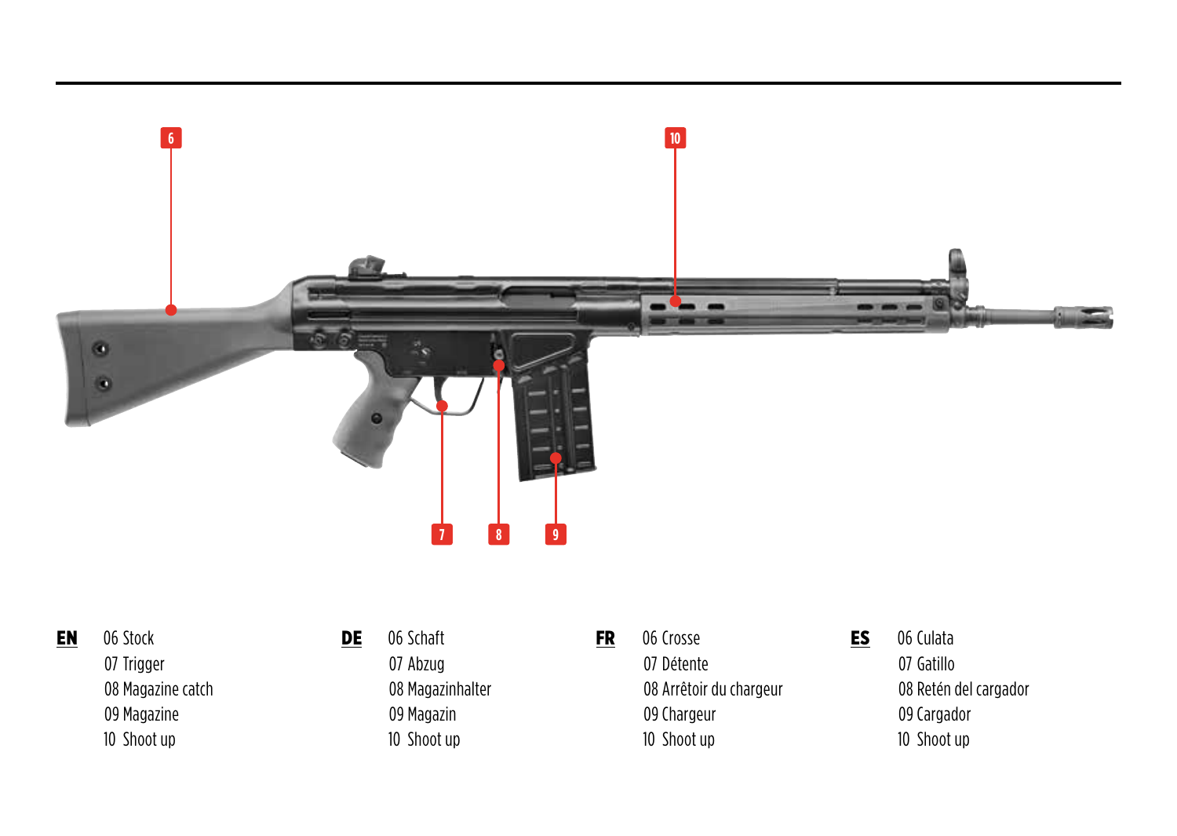**EN**
06 Stock
07 Trigger
08 Magazine catch
09 Magazine
10 Shoot up

**DE**
06 Schaft
07 Abzug
08 Magazinhalter
09 Magazin
10 Shoot up

**FR**
06 Crosse
07 Détente
08 Arrêtoir du chargeur
09 Chargeur
10 Shoot up

**ES**
06 Culata
07 Gatillo
08 Retén del cargador
09 Cargador
10 Shoot up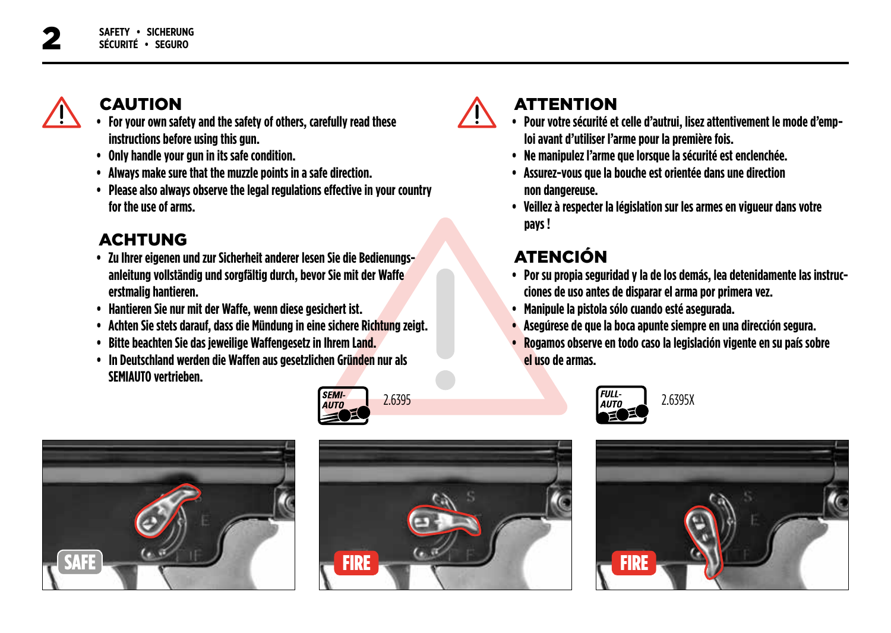## 2 SAFETY • SICHERUNG SÉCURITÉ • SEGURO

### CAUTION

- For your own safety and the safety of others, carefully read these instructions before using this gun.
- Only handle your gun in its safe condition.
- Always make sure that the muzzle points in a safe direction.
- Please also always observe the legal regulations effective in your country for the use of arms.

### ACHTUNG

- Zu Ihrer eigenen und zur Sicherheit anderer lesen Sie die Bedienungsanleitung vollständig und sorgfältig durch, bevor Sie mit der Waffe erstmalig hantieren.
- Hantieren Sie nur mit der Waffe, wenn diese gesichert ist.
- Achten Sie stets darauf, dass die Mündung in eine sichere Richtung zeigt.
- Bitte beachten Sie das jeweilige Waffengesetz in Ihrem Land.
- In Deutschland werden die Waffen aus gesetzlichen Gründen nur als SEMIAUTO vertrieben.

### ATTENTION

- Pour votre sécurité et celle d'autrui, lisez attentivement le mode d'emploi avant d'utiliser l'arme pour la première fois.
- Ne manipulez l'arme que lorsque la sécurité est enclenchée.
- Assurez-vous que la bouche est orientée dans une direction non dangereuse.
- Veillez à respecter la législation sur les armes en vigueur dans votre pays !

### ATENCIÓN

- Por su propia seguridad y la de los demás, lea detenidamente las instrucciones de uso antes de disparar el arma por primera vez.
- Manipule la pistola sólo cuando esté asegurada.
- Asegúrese de que la boca apunte siempre en una dirección segura.
- Rogamos observe en todo caso la legislación vigente en su país sobre el uso de armas.

SEMI-AUTO 2.6395

FULL-AUTO 2.6395X

SAFE

FIRE

FIRE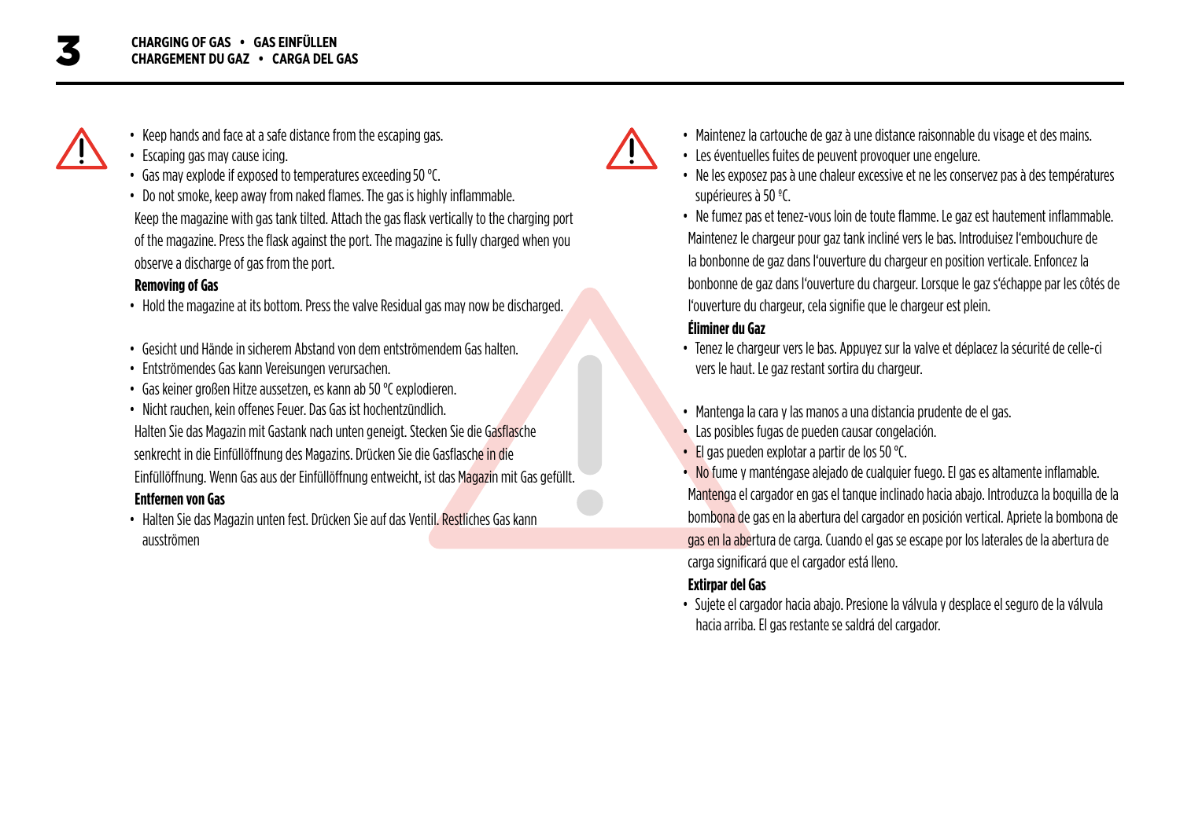# 3 CHARGING OF GAS • GAS EINFÜLLEN CHARGEMENT DU GAZ • CARGA DEL GAS

- Keep hands and face at a safe distance from the escaping gas.
- Escaping gas may cause icing.
- Gas may explode if exposed to temperatures exceeding 50 °C.
- Do not smoke, keep away from naked flames. The gas is highly inflammable.

Keep the magazine with gas tank tilted. Attach the gas flask vertically to the charging port of the magazine. Press the flask against the port. The magazine is fully charged when you observe a discharge of gas from the port.

**Removing of Gas**

- Hold the magazine at its bottom. Press the valve Residual gas may now be discharged.

- Gesicht und Hände in sicherem Abstand von dem entströmendem Gas halten.
- Entströmendes Gas kann Vereisungen verursachen.
- Gas keiner großen Hitze aussetzen, es kann ab 50 °C explodieren.
- Nicht rauchen, kein offenes Feuer. Das Gas ist hochentzündlich.

Halten Sie das Magazin mit Gastank nach unten geneigt. Stecken Sie die Gasflasche senkrecht in die Einfüllöffnung des Magazins. Drücken Sie die Gasflasche in die Einfüllöffnung. Wenn Gas aus der Einfüllöffnung entweicht, ist das Magazin mit Gas gefüllt.

**Entfernen von Gas**

- Halten Sie das Magazin unten fest. Drücken Sie auf das Ventil. Restliches Gas kann ausströmen

- Maintenez la cartouche de gaz à une distance raisonnable du visage et des mains.
- Les éventuelles fuites de peuvent provoquer une engelure.
- Ne les exposez pas à une chaleur excessive et ne les conservez pas à des températures supérieures à 50 °C.
- Ne fumez pas et tenez-vous loin de toute flamme. Le gaz est hautement inflammable.

Maintenez le chargeur pour gaz tank incliné vers le bas. Introduisez l'embouchure de la bonbonne de gaz dans l'ouverture du chargeur en position verticale. Enfoncez la bonbonne de gaz dans l'ouverture du chargeur. Lorsque le gaz s'échappe par les côtés de l'ouverture du chargeur, cela signifie que le chargeur est plein.

**Éliminer du Gaz**

- Tenez le chargeur vers le bas. Appuyez sur la valve et déplacez la sécurité de celle-ci vers le haut. Le gaz restant sortira du chargeur.

- Mantenga la cara y las manos a una distancia prudente de el gas.
- Las posibles fugas de pueden causar congelación.
- El gas pueden explotar a partir de los 50 °C.
- No fume y manténgase alejado de cualquier fuego. El gas es altamente inflamable.

Mantenga el cargador en gas el tanque inclinado hacia abajo. Introduzca la boquilla de la bombona de gas en la abertura del cargador en posición vertical. Apriete la bombona de gas en la abertura de carga. Cuando el gas se escape por los laterales de la abertura de carga significará que el cargador está lleno.

**Extirpar del Gas**

- Sujete el cargador hacia abajo. Presione la válvula y desplace el seguro de la válvula hacia arriba. El gas restante se saldrá del cargador.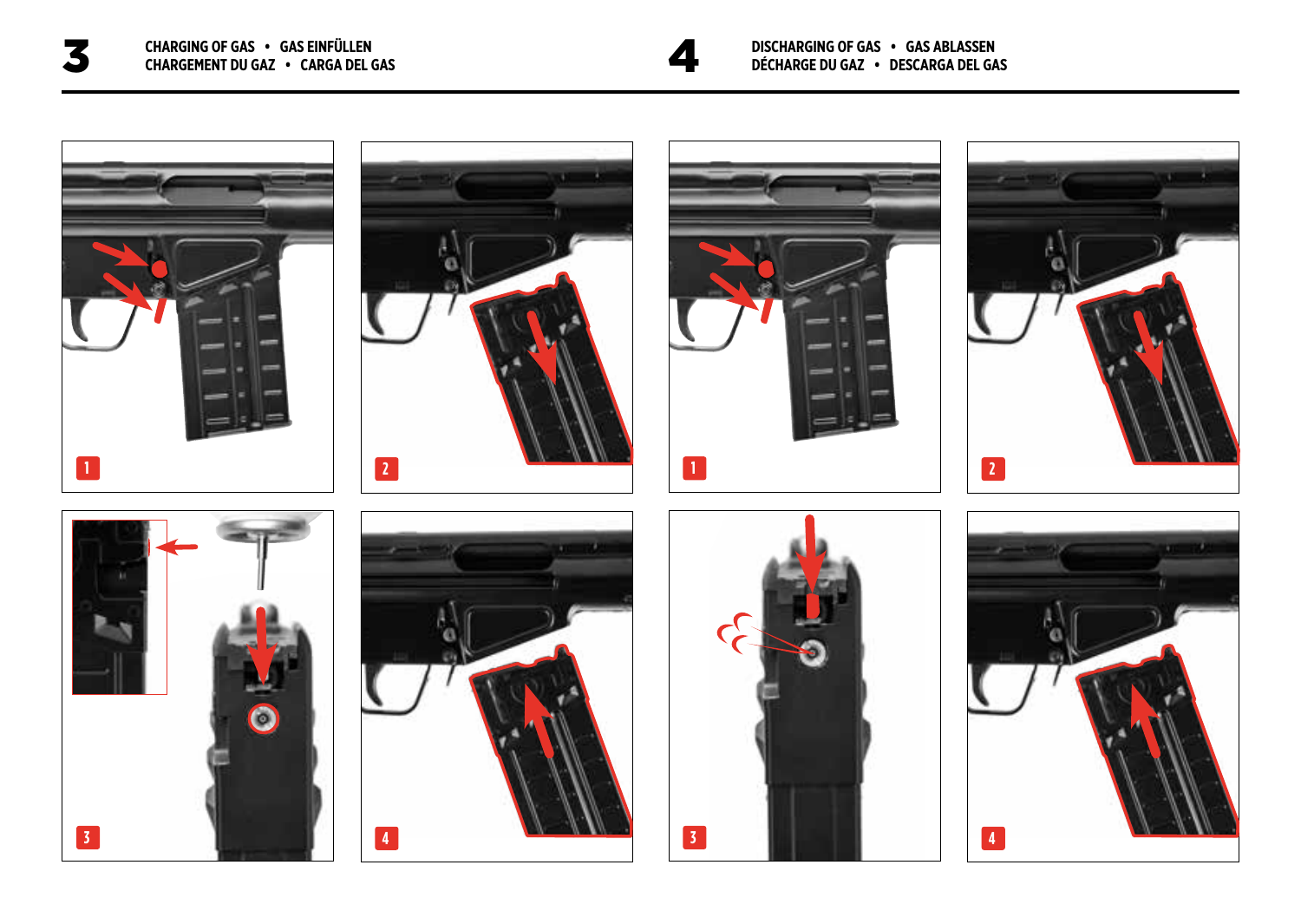## 3 CHARGING OF GAS • GAS EINFÜLLEN
## CHARGEMENT DU GAZ • CARGA DEL GAS

1

2

3

4

## 4 DISCHARGING OF GAS • GAS ABLASSEN
## DÉCHARGE DU GAZ • DESCARGA DEL GAS

1

2

3

4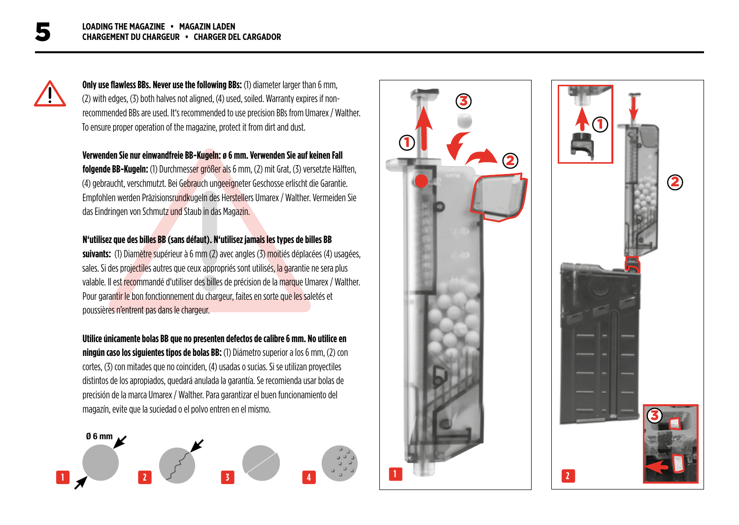# 5 LOADING THE MAGAZINE • MAGAZIN LADEN CHARGEMENT DU CHARGEUR • CHARGER DEL CARGADOR

**Only use flawless BBs. Never use the following BBs:** (1) diameter larger than 6 mm, (2) with edges, (3) both halves not aligned, (4) used, soiled. Warranty expires if non-recommended BBs are used. It's recommended to use precision BBs from Umarex / Walther. To ensure proper operation of the magazine, protect it from dirt and dust.

**Verwenden Sie nur einwandfreie BB-Kugeln: ø 6 mm. Verwenden Sie auf keinen Fall folgende BB-Kugeln:** (1) Durchmesser größer als 6 mm, (2) mit Grat, (3) versetzte Hälften, (4) gebraucht, verschmutzt. Bei Gebrauch ungeeigneter Geschosse erlischt die Garantie. Empfohlen werden Präzisionsrundkugeln des Herstellers Umarex / Walther. Vermeiden Sie das Eindringen von Schmutz und Staub in das Magazin.

**N'utilisez que des billes BB (sans défaut). N'utilisez jamais les types de billes BB suivants:** (1) Diamètre supérieur à 6 mm (2) avec angles (3) moitiés déplacées (4) usagées, sales. Si des projectiles autres que ceux appropriés sont utilisés, la garantie ne sera plus valable. Il est recommandé d'utiliser des billes de précision de la marque Umarex / Walther. Pour garantir le bon fonctionnement du chargeur, faites en sorte que les saletés et poussières n'entrent pas dans le chargeur.

**Utilice únicamente bolas BB que no presenten defectos de calibre 6 mm. No utilice en ningún caso los siguientes tipos de bolas BB:** (1) Diámetro superior a los 6 mm, (2) con cortes, (3) con mitades que no coinciden, (4) usadas o sucias. Si se utilizan proyectiles distintos de los apropiados, quedará anulada la garantía. Se recomienda usar bolas de precisión de la marca Umarex / Walther. Para garantizar el buen funcionamiento del magazín, evite que la suciedad o el polvo entren en el mismo.

Ø 6 mm

1 2 3 4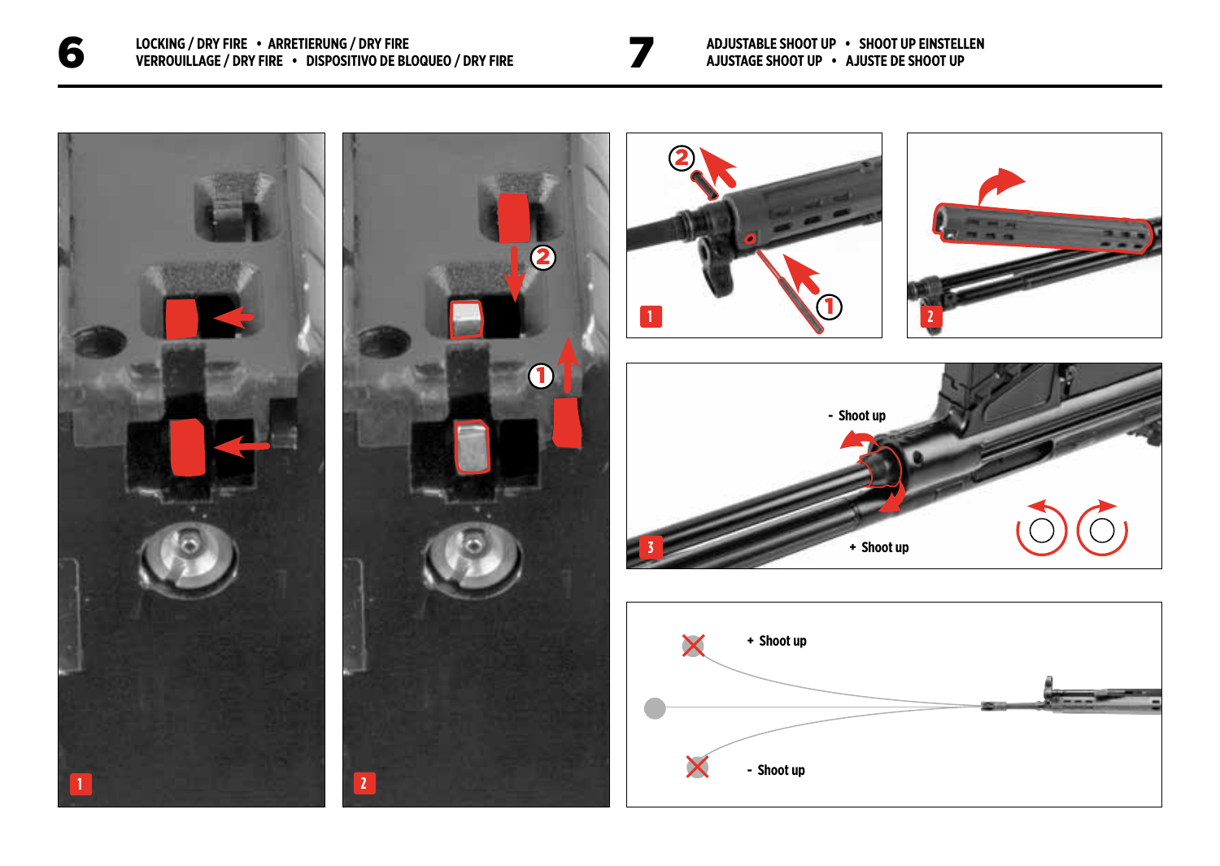## 6 LOCKING / DRY FIRE • ARRETIERUNG / DRY FIRE VERROUILLAGE / DRY FIRE • DISPOSITIVO DE BLOQUEO / DRY FIRE

1

2

## 7 ADJUSTABLE SHOOT UP • SHOOT UP EINSTELLEN AJUSTAGE SHOOT UP • AJUSTE DE SHOOT UP

1

2

3

- Shoot up

+ Shoot up

+ Shoot up

- Shoot up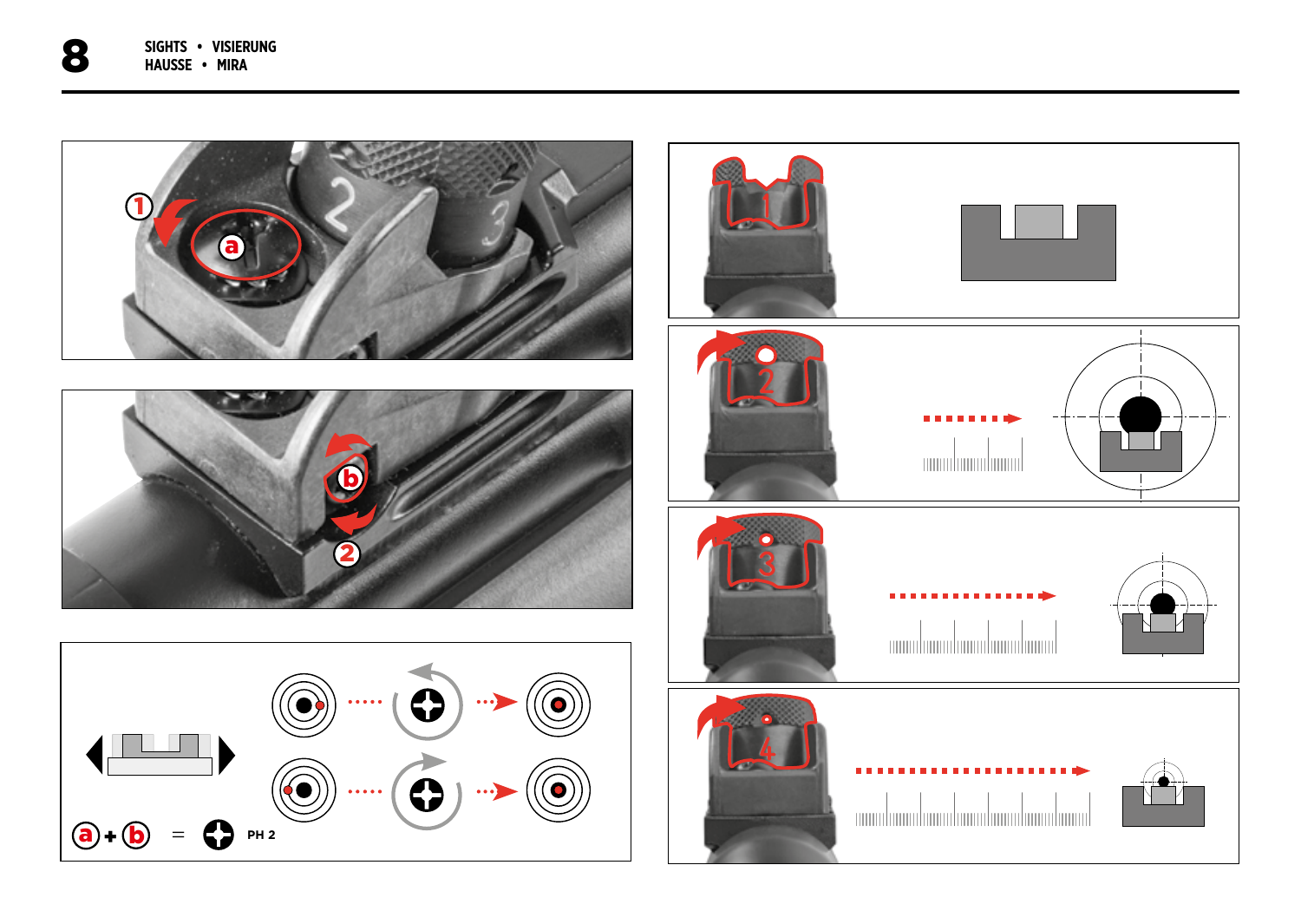# 8

SIGHTS • VISIERUNG
HAUSSE • MIRA

PH 2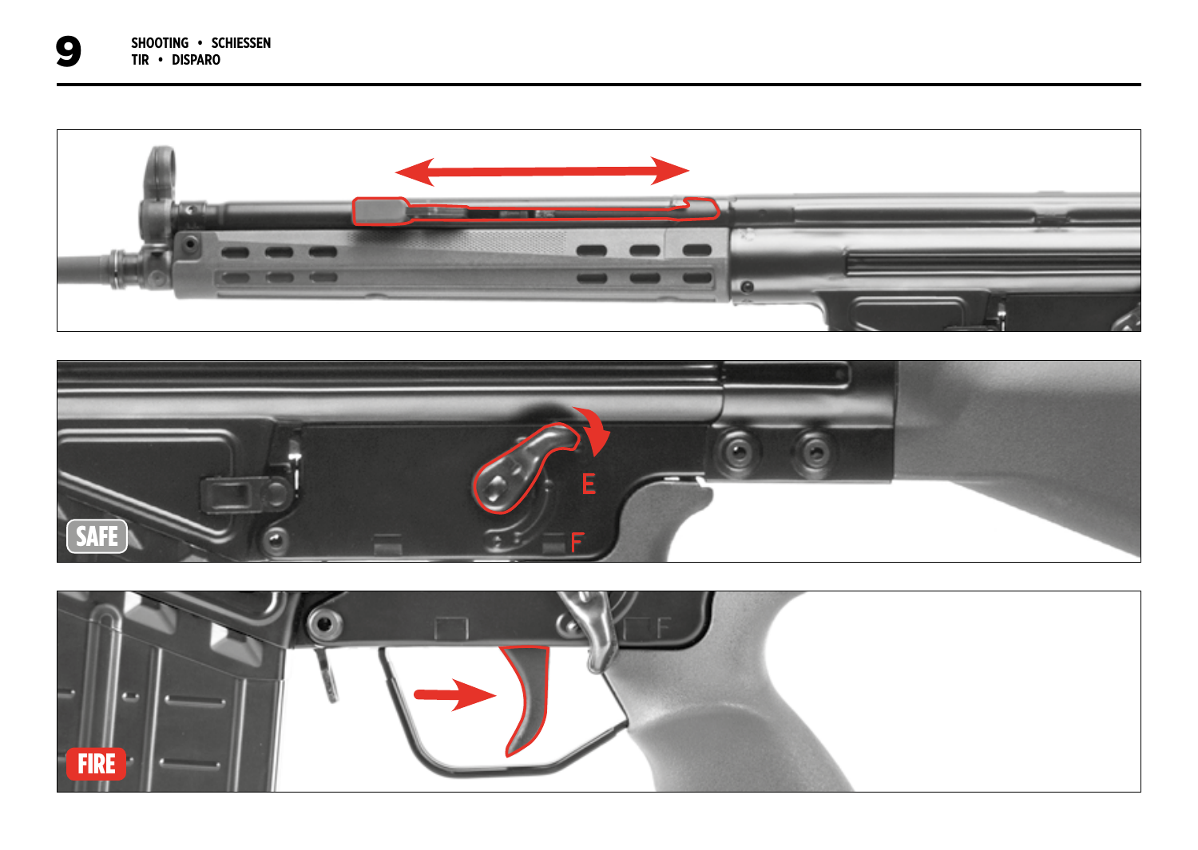# 9

**SHOOTING • SCHIESSEN**
**TIR • DISPARO**

E

F

SAFE

F

FIRE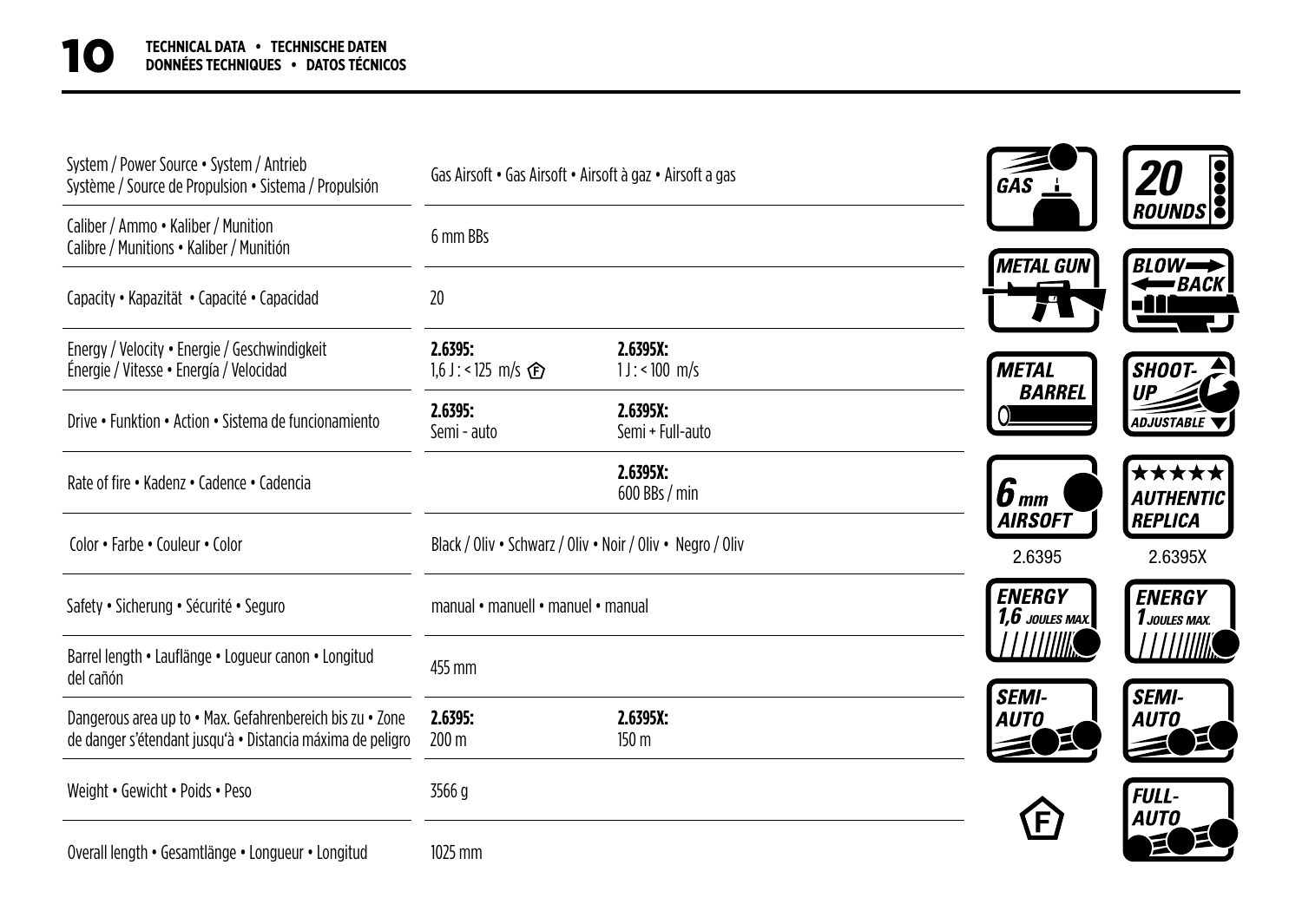# 10 TECHNICAL DATA • TECHNISCHE DATEN DONNÉES TECHNIQUES • DATOS TÉCNICOS

| | | |
|---|---|---|
| System / Power Source • System / Antrieb Système / Source de Propulsion • Sistema / Propulsión | Gas Airsoft • Gas Airsoft • Airsoft à gaz • Airsoft a gas | |
| Caliber / Ammo • Kaliber / Munition Calibre / Munitions • Kaliber / Munitión | 6 mm BBs | |
| Capacity • Kapazität • Capacité • Capacidad | 20 | |
| Energy / Velocity • Energie / Geschwindigkeit Énergie / Vitesse • Energía / Velocidad | **2.6395:** 1,6 J : < 125 m/s (F) | **2.6395X:** 1 J : < 100 m/s |
| Drive • Funktion • Action • Sistema de funcionamiento | **2.6395:** Semi - auto | **2.6395X:** Semi + Full-auto |
| Rate of fire • Kadenz • Cadence • Cadencia | | **2.6395X:** 600 BBs / min |
| Color • Farbe • Couleur • Color | Black / Oliv • Schwarz / Oliv • Noir / Oliv • Negro / Oliv | |
| Safety • Sicherung • Sécurité • Seguro | manual • manuell • manuel • manual | |
| Barrel length • Lauflänge • Logueur canon • Longitud del cañón | 455 mm | |
| Dangerous area up to • Max. Gefahrenbereich bis zu • Zone de danger s'étendant jusqu'à • Distancia máxima de peligro | **2.6395:** 200 m | **2.6395X:** 150 m |
| Weight • Gewicht • Poids • Peso | 3566 g | |
| Overall length • Gesamtlänge • Longueur • Longitud | 1025 mm | |

GAS | 20 ROUNDS | METAL GUN | BLOW BACK | METAL BARREL | SHOOT-UP ADJUSTABLE | 6 mm AIRSOFT | AUTHENTIC REPLICA

| 2.6395 | 2.6395X |
|---|---|
| ENERGY 1,6 JOULES MAX. | ENERGY 1 JOULES MAX. |
| SEMI-AUTO | SEMI-AUTO |
| F | FULL-AUTO |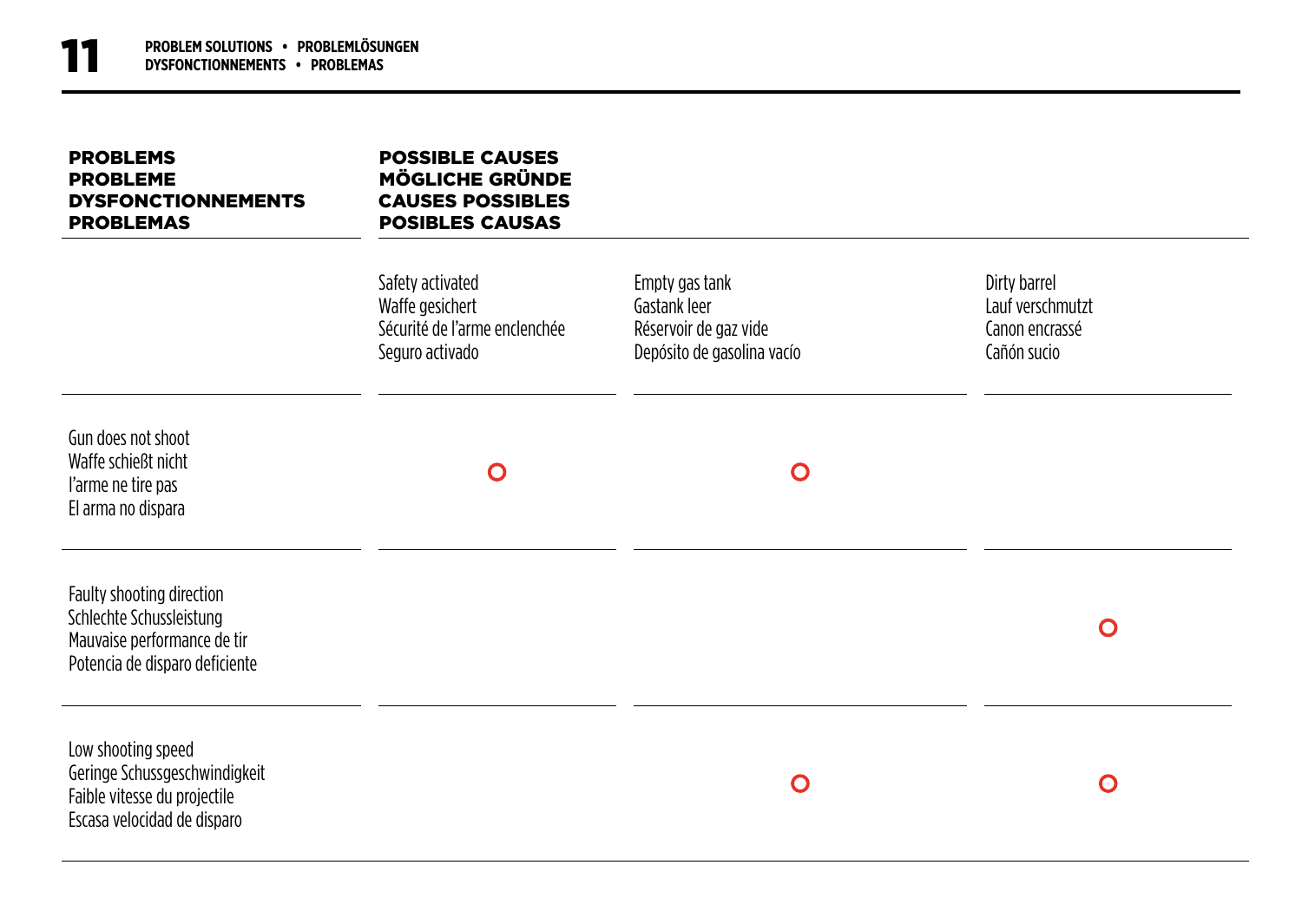# 11 PROBLEM SOLUTIONS • PROBLEMLÖSUNGEN DYSFONCTIONNEMENTS • PROBLEMAS

| **PROBLEMS**<br>**PROBLEME**<br>**DYSFONCTIONNEMENTS**<br>**PROBLEMAS** | **POSSIBLE CAUSES**<br>**MÖGLICHE GRÜNDE**<br>**CAUSES POSSIBLES**<br>**POSIBLES CAUSAS** | | |
|---|---|---|---|
| | Safety activated<br>Waffe gesichert<br>Sécurité de l'arme enclenchée<br>Seguro activado | Empty gas tank<br>Gastank leer<br>Réservoir de gaz vide<br>Depósito de gasolina vacío | Dirty barrel<br>Lauf verschmutzt<br>Canon encrassé<br>Cañón sucio |
| Gun does not shoot<br>Waffe schießt nicht<br>l'arme ne tire pas<br>El arma no dispara | O | O | |
| Faulty shooting direction<br>Schlechte Schussleistung<br>Mauvaise performance de tir<br>Potencia de disparo deficiente | | | O |
| Low shooting speed<br>Geringe Schussgeschwindigkeit<br>Faible vitesse du projectile<br>Escasa velocidad de disparo | | O | O |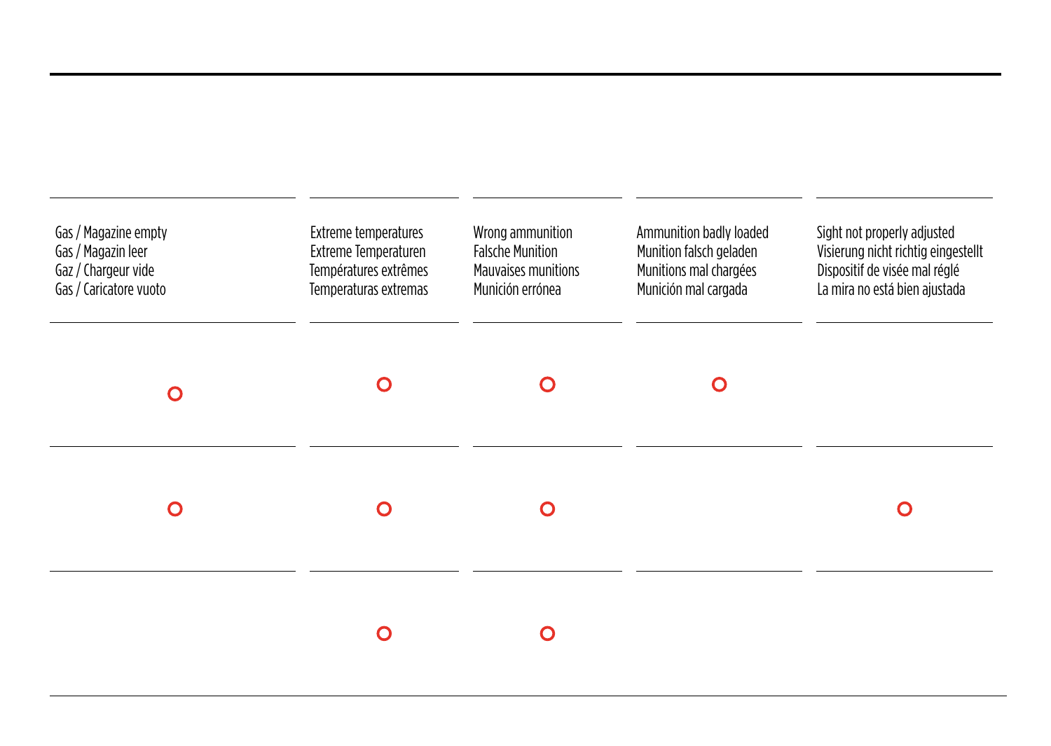| Gas / Magazine empty<br>Gas / Magazin leer<br>Gaz / Chargeur vide<br>Gas / Caricatore vuoto | Extreme temperatures<br>Extreme Temperaturen<br>Températures extrêmes<br>Temperaturas extremas | Wrong ammunition<br>Falsche Munition<br>Mauvaises munitions<br>Munición errónea | Ammunition badly loaded<br>Munition falsch geladen<br>Munitions mal chargées<br>Munición mal cargada | Sight not properly adjusted<br>Visierung nicht richtig eingestellt<br>Dispositif de visée mal réglé<br>La mira no está bien ajustada |
|---|---|---|---|---|
| O | O | O | O | |
| O | O | O | | O |
| | O | O | | |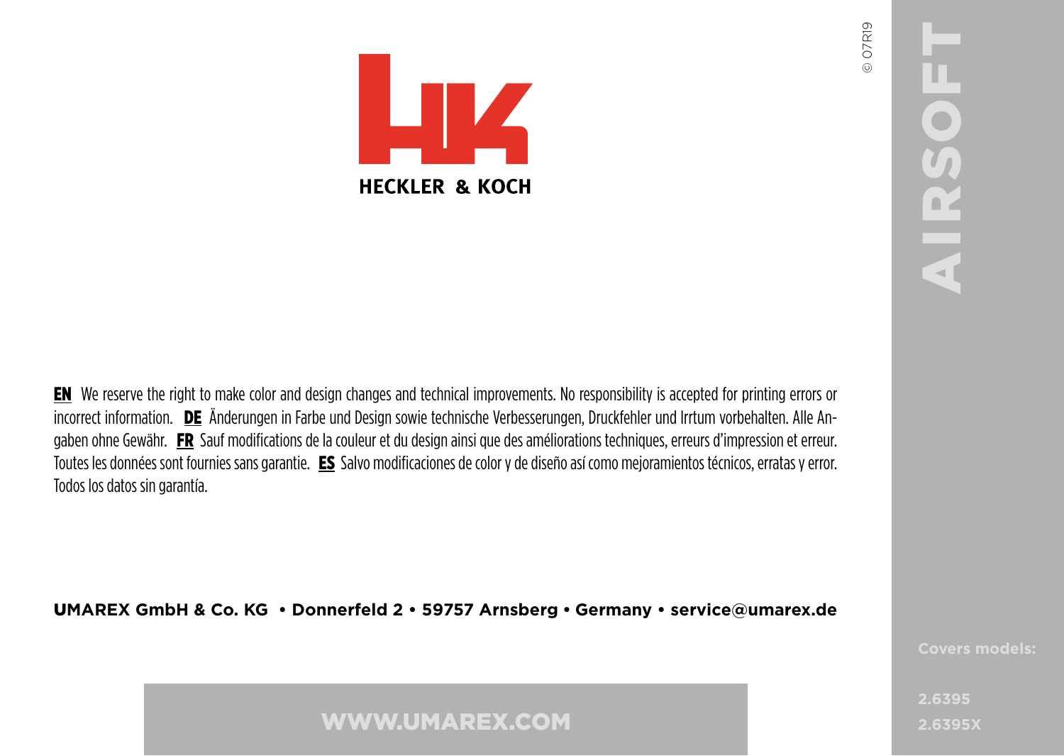HECKLER & KOCH

**EN** We reserve the right to make color and design changes and technical improvements. No responsibility is accepted for printing errors or incorrect information. **DE** Änderungen in Farbe und Design sowie technische Verbesserungen, Druckfehler und Irrtum vorbehalten. Alle Angaben ohne Gewähr. **FR** Sauf modifications de la couleur et du design ainsi que des améliorations techniques, erreurs d'impression et erreur. Toutes les données sont fournies sans garantie. **ES** Salvo modificaciones de color y de diseño así como mejoramientos técnicos, erratas y error. Todos los datos sin garantía.

**UMAREX GmbH & Co. KG • Donnerfeld 2 • 59757 Arnsberg • Germany • service@umarex.de**

**WWW.UMAREX.COM**

© 07R19

AIRSOFT

**Covers models:**

**2.6395**
**2.6395X**